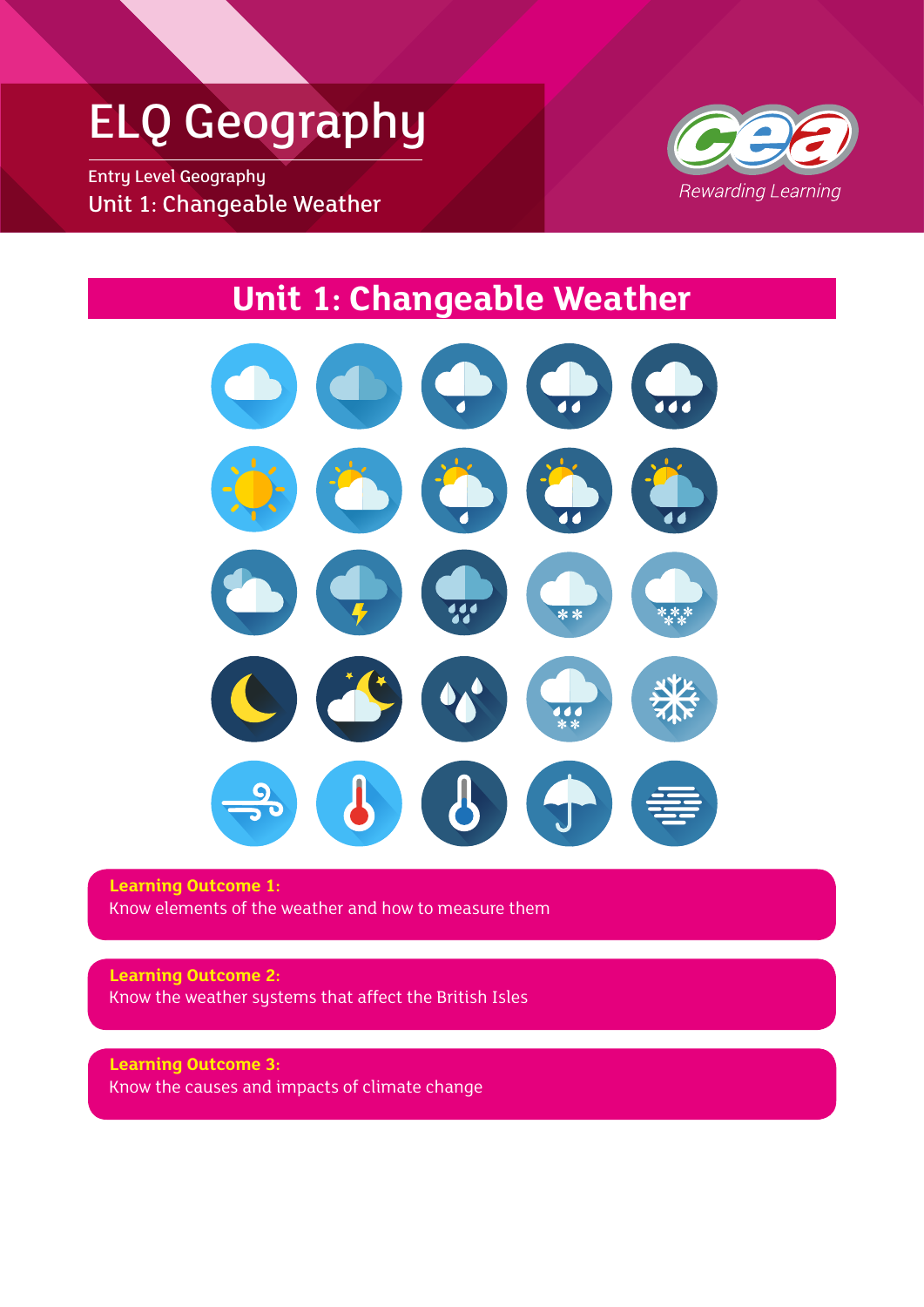# ELQ Geography

Entry Level Geography

Unit 1: Changeable Weather

CEA Rewarding Learning

## Unit 1: Changeable Weather

**Learning Outcome 1:**
Know elements of the weather and how to measure them

**Learning Outcome 2:**
Know the weather systems that affect the British Isles

**Learning Outcome 3:**
Know the causes and impacts of climate change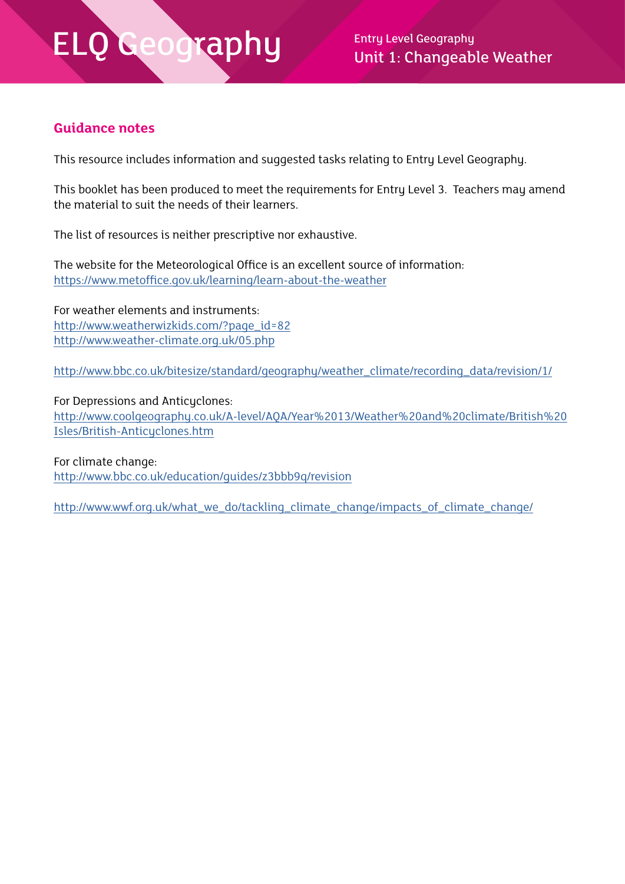## Guidance notes

This resource includes information and suggested tasks relating to Entry Level Geography.

This booklet has been produced to meet the requirements for Entry Level 3. Teachers may amend the material to suit the needs of their learners.

The list of resources is neither prescriptive nor exhaustive.

The website for the Meteorological Office is an excellent source of information:
https://www.metoffice.gov.uk/learning/learn-about-the-weather

For weather elements and instruments:
http://www.weatherwizkids.com/?page_id=82
http://www.weather-climate.org.uk/05.php

http://www.bbc.co.uk/bitesize/standard/geography/weather_climate/recording_data/revision/1/

For Depressions and Anticyclones:
http://www.coolgeography.co.uk/A-level/AQA/Year%2013/Weather%20and%20climate/British%20Isles/British-Anticyclones.htm

For climate change:
http://www.bbc.co.uk/education/guides/z3bbb9q/revision

http://www.wwf.org.uk/what_we_do/tackling_climate_change/impacts_of_climate_change/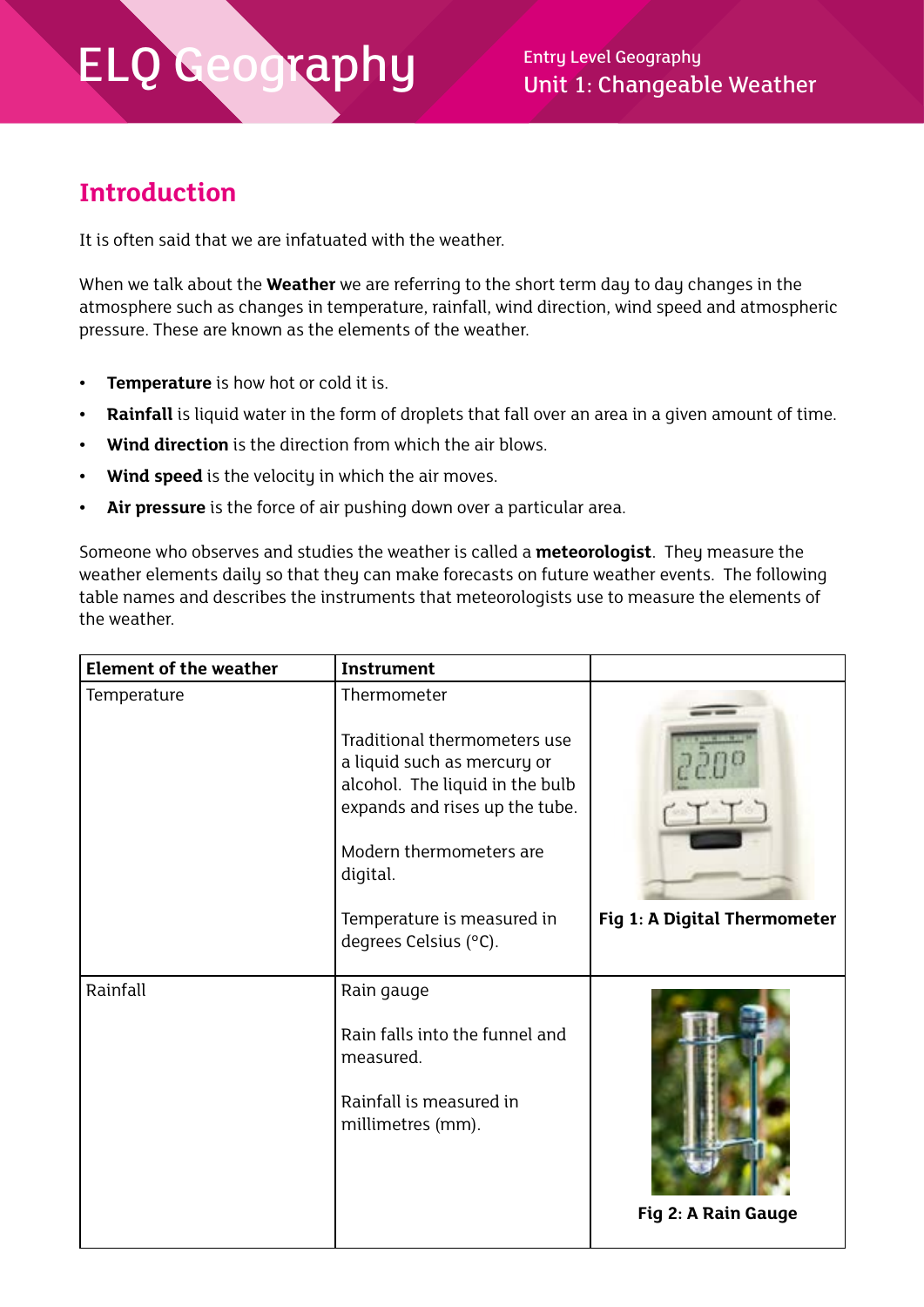## Introduction

It is often said that we are infatuated with the weather.

When we talk about the **Weather** we are referring to the short term day to day changes in the atmosphere such as changes in temperature, rainfall, wind direction, wind speed and atmospheric pressure. These are known as the elements of the weather.

- **Temperature** is how hot or cold it is.
- **Rainfall** is liquid water in the form of droplets that fall over an area in a given amount of time.
- **Wind direction** is the direction from which the air blows.
- **Wind speed** is the velocity in which the air moves.
- **Air pressure** is the force of air pushing down over a particular area.

Someone who observes and studies the weather is called a **meteorologist**. They measure the weather elements daily so that they can make forecasts on future weather events. The following table names and describes the instruments that meteorologists use to measure the elements of the weather.

| Element of the weather | Instrument | |
|---|---|---|
| Temperature | Thermometer<br><br>Traditional thermometers use a liquid such as mercury or alcohol. The liquid in the bulb expands and rises up the tube.<br><br>Modern thermometers are digital.<br><br>Temperature is measured in degrees Celsius (°C). | **Fig 1: A Digital Thermometer** |
| Rainfall | Rain gauge<br><br>Rain falls into the funnel and measured.<br><br>Rainfall is measured in millimetres (mm). | **Fig 2: A Rain Gauge** |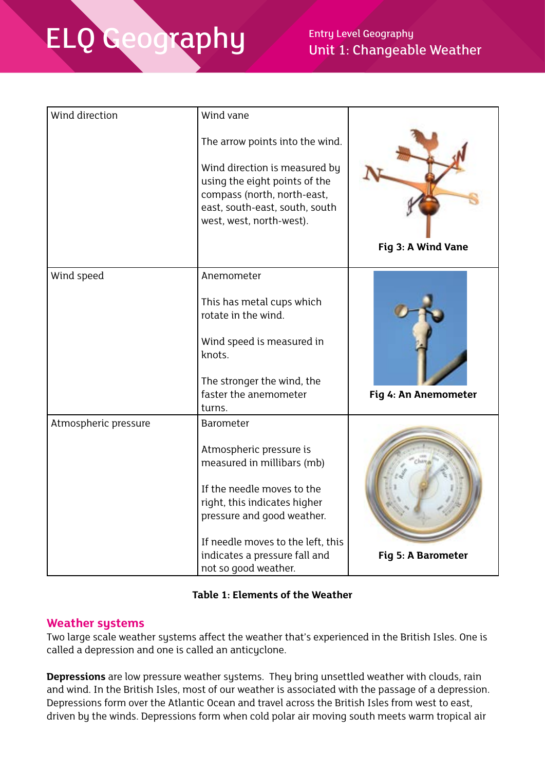| | | |
|---|---|---|
| Wind direction | Wind vane<br><br>The arrow points into the wind.<br><br>Wind direction is measured by using the eight points of the compass (north, north-east, east, south-east, south, south west, west, north-west). | **Fig 3: A Wind Vane** |
| Wind speed | Anemometer<br><br>This has metal cups which rotate in the wind.<br><br>Wind speed is measured in knots.<br><br>The stronger the wind, the faster the anemometer turns. | **Fig 4: An Anemometer** |
| Atmospheric pressure | Barometer<br><br>Atmospheric pressure is measured in millibars (mb)<br><br>If the needle moves to the right, this indicates higher pressure and good weather.<br><br>If needle moves to the left, this indicates a pressure fall and not so good weather. | **Fig 5: A Barometer** |

**Table 1: Elements of the Weather**

## Weather systems

Two large scale weather systems affect the weather that's experienced in the British Isles. One is called a depression and one is called an anticyclone.

**Depressions** are low pressure weather systems. They bring unsettled weather with clouds, rain and wind. In the British Isles, most of our weather is associated with the passage of a depression. Depressions form over the Atlantic Ocean and travel across the British Isles from west to east, driven by the winds. Depressions form when cold polar air moving south meets warm tropical air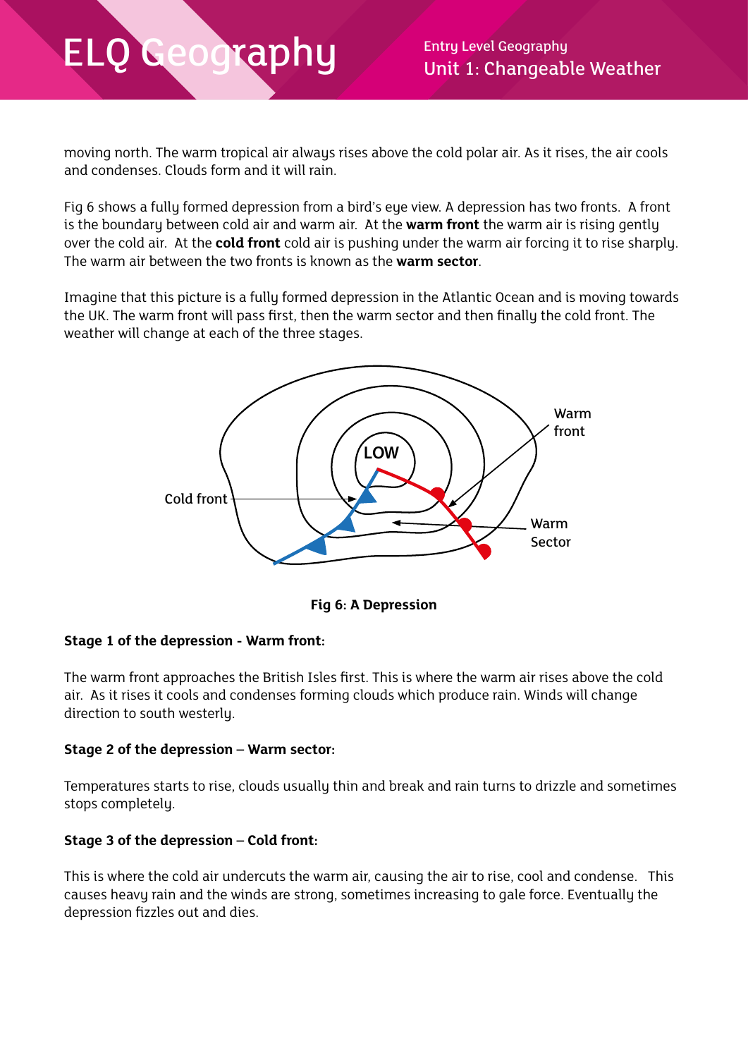moving north. The warm tropical air always rises above the cold polar air. As it rises, the air cools and condenses. Clouds form and it will rain.

Fig 6 shows a fully formed depression from a bird's eye view. A depression has two fronts. A front is the boundary between cold air and warm air. At the **warm front** the warm air is rising gently over the cold air. At the **cold front** cold air is pushing under the warm air forcing it to rise sharply. The warm air between the two fronts is known as the **warm sector**.

Imagine that this picture is a fully formed depression in the Atlantic Ocean and is moving towards the UK. The warm front will pass first, then the warm sector and then finally the cold front. The weather will change at each of the three stages.

**Fig 6: A Depression**

**Stage 1 of the depression - Warm front:**

The warm front approaches the British Isles first. This is where the warm air rises above the cold air. As it rises it cools and condenses forming clouds which produce rain. Winds will change direction to south westerly.

**Stage 2 of the depression – Warm sector:**

Temperatures starts to rise, clouds usually thin and break and rain turns to drizzle and sometimes stops completely.

**Stage 3 of the depression – Cold front:**

This is where the cold air undercuts the warm air, causing the air to rise, cool and condense. This causes heavy rain and the winds are strong, sometimes increasing to gale force. Eventually the depression fizzles out and dies.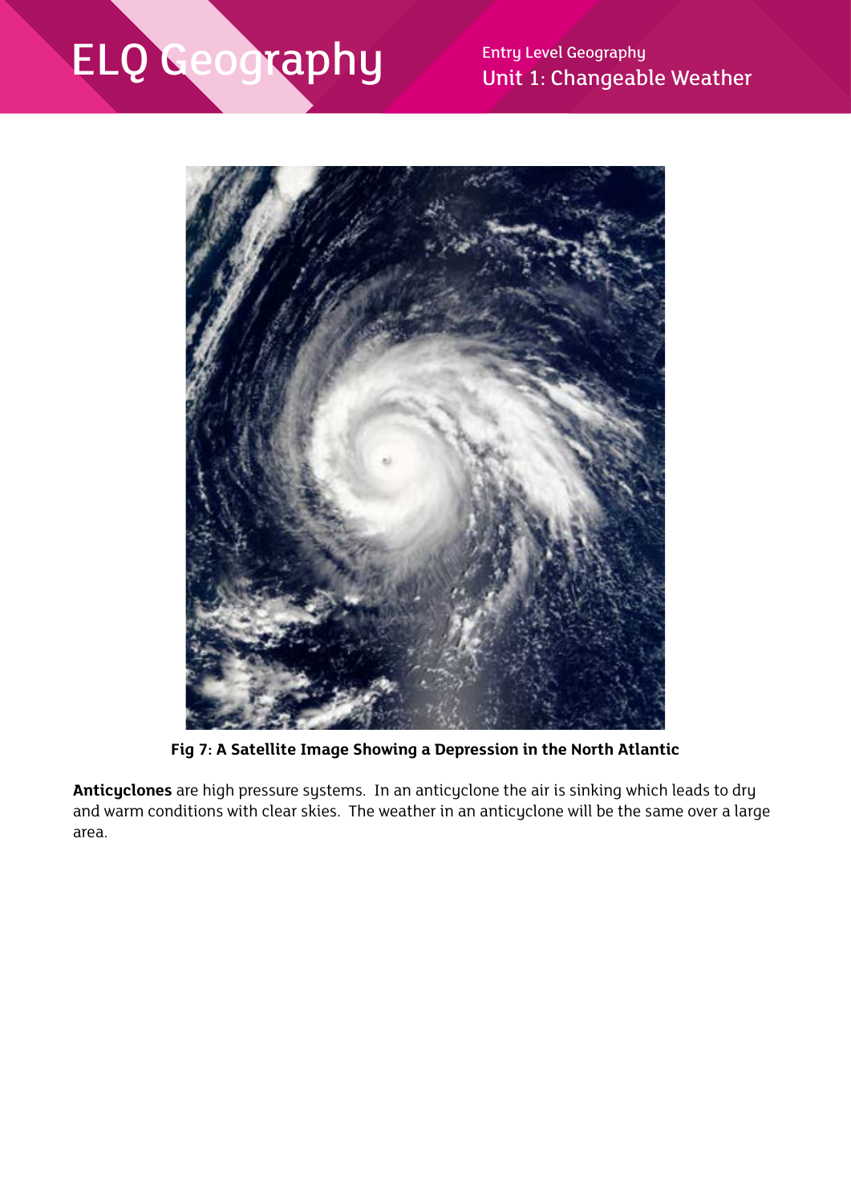Fig 7: A Satellite Image Showing a Depression in the North Atlantic

**Anticyclones** are high pressure systems. In an anticyclone the air is sinking which leads to dry and warm conditions with clear skies. The weather in an anticyclone will be the same over a large area.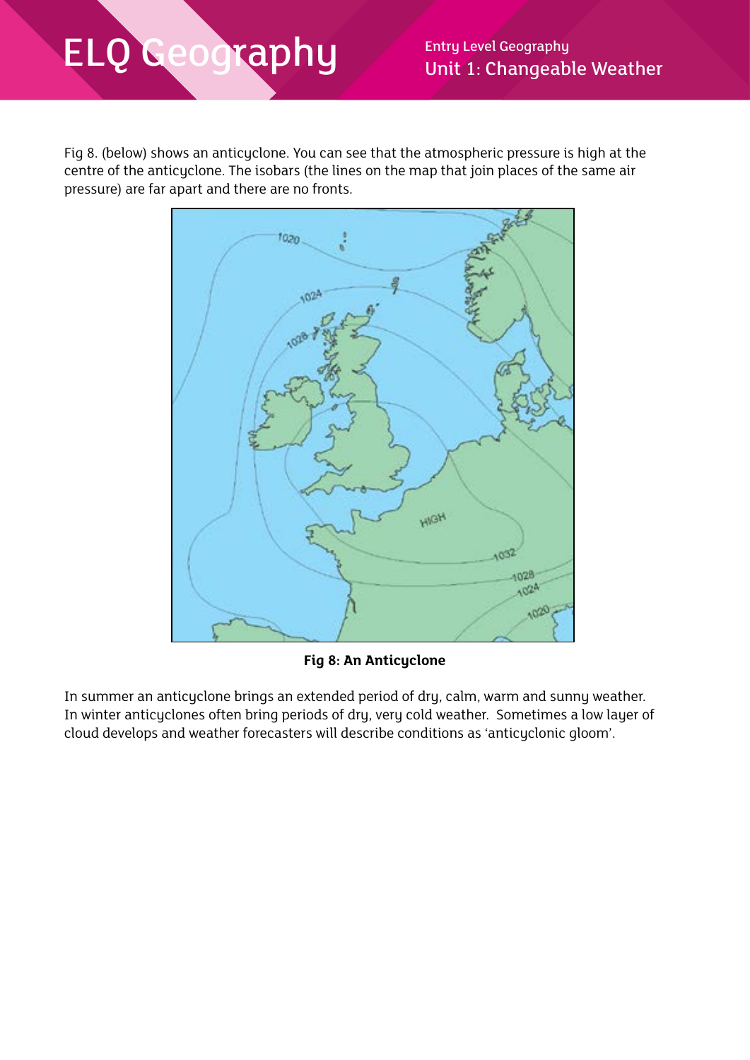Fig 8. (below) shows an anticyclone. You can see that the atmospheric pressure is high at the centre of the anticyclone. The isobars (the lines on the map that join places of the same air pressure) are far apart and there are no fronts.

**Fig 8: An Anticyclone**

In summer an anticyclone brings an extended period of dry, calm, warm and sunny weather. In winter anticyclones often bring periods of dry, very cold weather. Sometimes a low layer of cloud develops and weather forecasters will describe conditions as 'anticyclonic gloom'.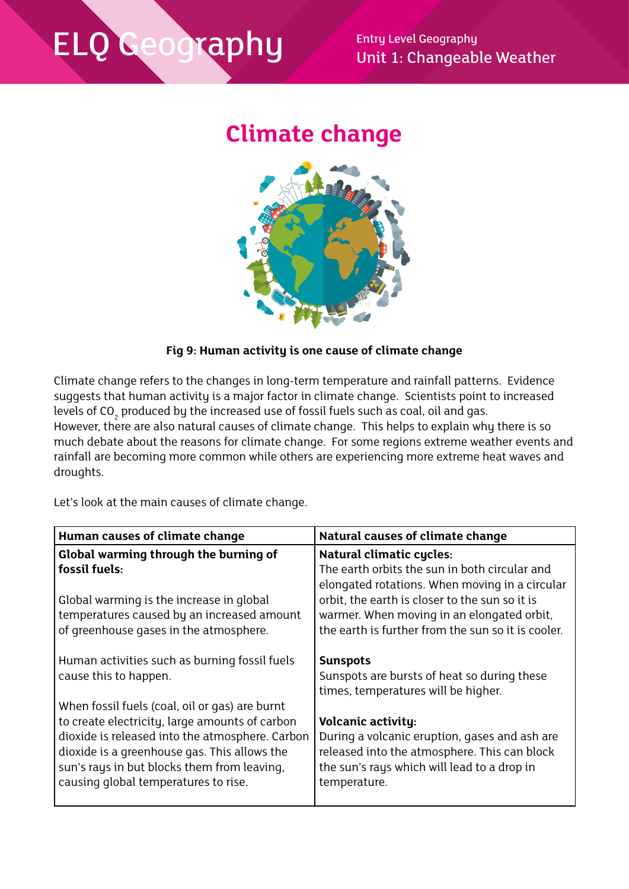# Climate change

**Fig 9: Human activity is one cause of climate change**

Climate change refers to the changes in long-term temperature and rainfall patterns. Evidence suggests that human activity is a major factor in climate change. Scientists point to increased levels of $CO_2$ produced by the increased use of fossil fuels such as coal, oil and gas. However, there are also natural causes of climate change. This helps to explain why there is so much debate about the reasons for climate change. For some regions extreme weather events and rainfall are becoming more common while others are experiencing more extreme heat waves and droughts.

Let's look at the main causes of climate change.

| Human causes of climate change | Natural causes of climate change |
|---|---|
| **Global warming through the burning of fossil fuels:**<br><br>Global warming is the increase in global temperatures caused by an increased amount of greenhouse gases in the atmosphere.<br><br>Human activities such as burning fossil fuels cause this to happen.<br><br>When fossil fuels (coal, oil or gas) are burnt to create electricity, large amounts of carbon dioxide is released into the atmosphere. Carbon dioxide is a greenhouse gas. This allows the sun's rays in but blocks them from leaving, causing global temperatures to rise. | **Natural climatic cycles:**<br>The earth orbits the sun in both circular and elongated rotations. When moving in a circular orbit, the earth is closer to the sun so it is warmer. When moving in an elongated orbit, the earth is further from the sun so it is cooler.<br><br>**Sunspots**<br>Sunspots are bursts of heat so during these times, temperatures will be higher.<br><br>**Volcanic activity:**<br>During a volcanic eruption, gases and ash are released into the atmosphere. This can block the sun's rays which will lead to a drop in temperature. |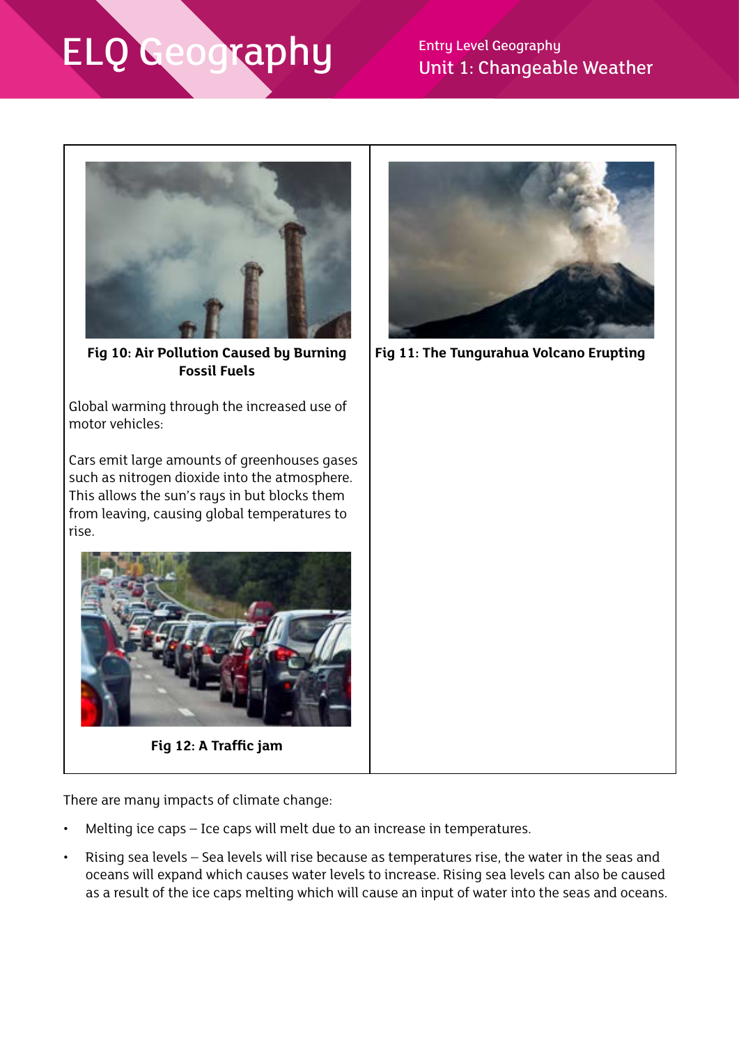Fig 10: Air Pollution Caused by Burning Fossil Fuels

Global warming through the increased use of motor vehicles:

Cars emit large amounts of greenhouses gases such as nitrogen dioxide into the atmosphere. This allows the sun's rays in but blocks them from leaving, causing global temperatures to rise.

Fig 12: A Traffic jam

Fig 11: The Tungurahua Volcano Erupting

There are many impacts of climate change:

- Melting ice caps – Ice caps will melt due to an increase in temperatures.
- Rising sea levels – Sea levels will rise because as temperatures rise, the water in the seas and oceans will expand which causes water levels to increase. Rising sea levels can also be caused as a result of the ice caps melting which will cause an input of water into the seas and oceans.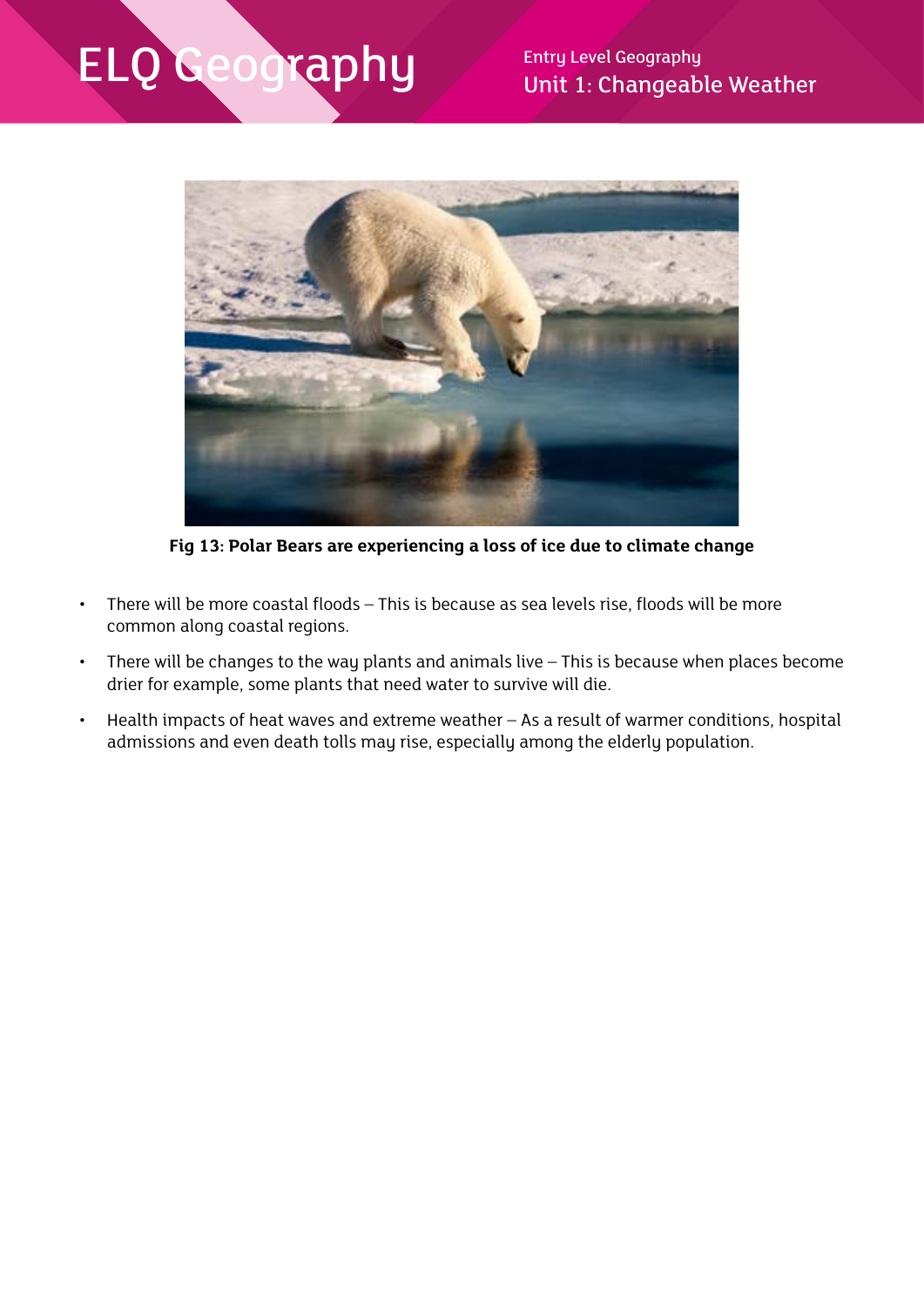Fig 13: Polar Bears are experiencing a loss of ice due to climate change

- There will be more coastal floods – This is because as sea levels rise, floods will be more common along coastal regions.
- There will be changes to the way plants and animals live – This is because when places become drier for example, some plants that need water to survive will die.
- Health impacts of heat waves and extreme weather – As a result of warmer conditions, hospital admissions and even death tolls may rise, especially among the elderly population.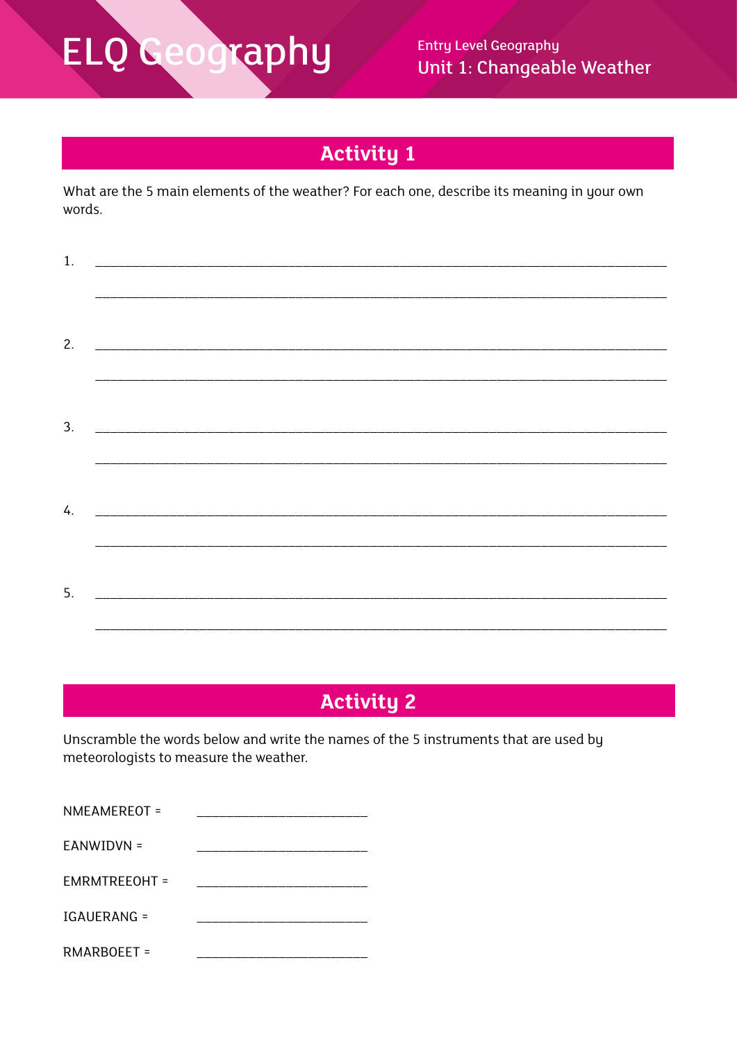# ELQ Geography

Entry Level Geography
Unit 1: Changeable Weather

## Activity 1

What are the 5 main elements of the weather? For each one, describe its meaning in your own words.

1. ______________________________________________________________________________

   ______________________________________________________________________________

2. ______________________________________________________________________________

   ______________________________________________________________________________

3. ______________________________________________________________________________

   ______________________________________________________________________________

4. ______________________________________________________________________________

   ______________________________________________________________________________

5. ______________________________________________________________________________

   ______________________________________________________________________________

## Activity 2

Unscramble the words below and write the names of the 5 instruments that are used by meteorologists to measure the weather.

NMEAMEREOT = ________________________

EANWIDVN = ________________________

EMRMTREEOHT = ________________________

IGAUERANG = ________________________

RMARBOEET = ________________________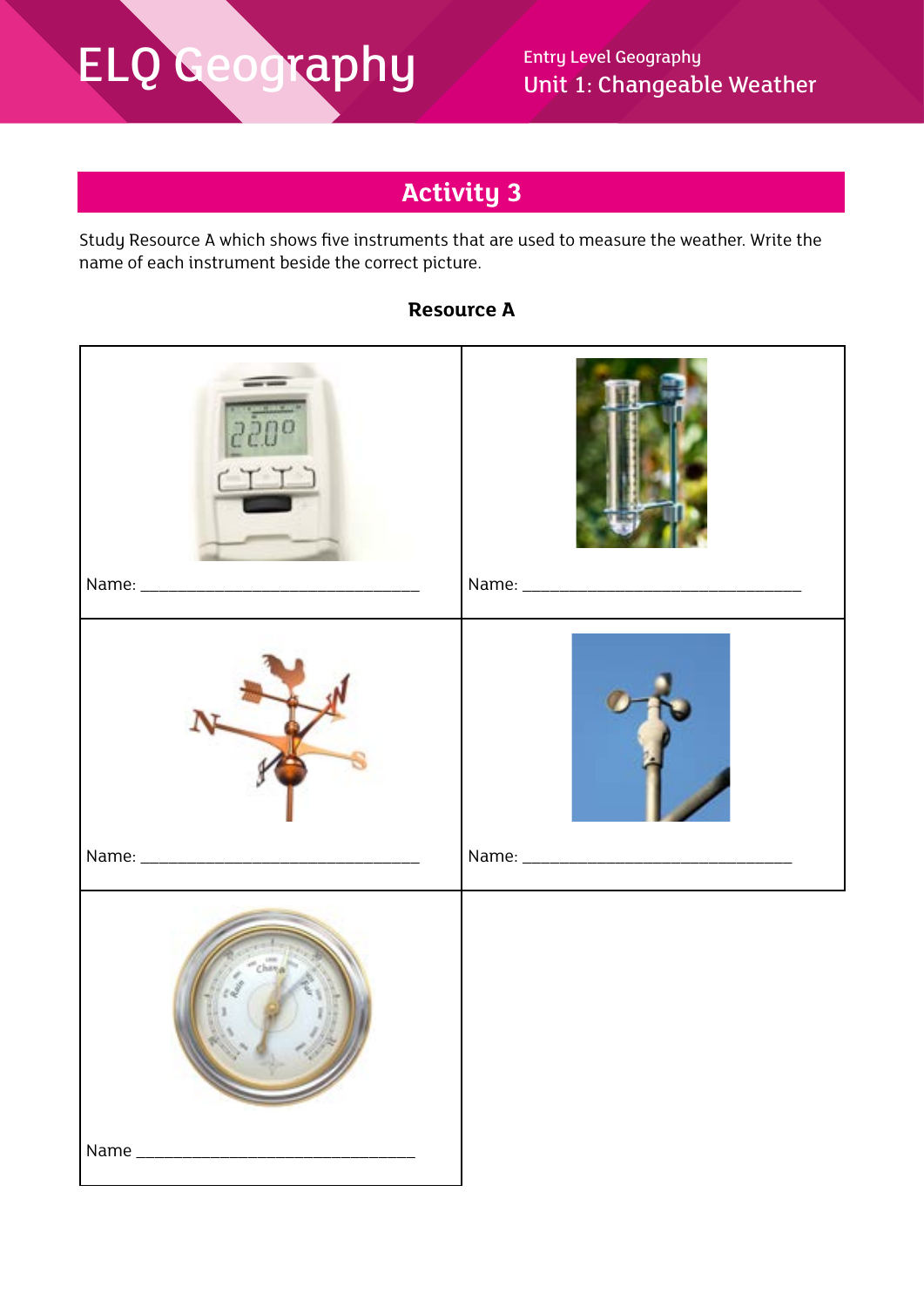## Activity 3

Study Resource A which shows five instruments that are used to measure the weather. Write the name of each instrument beside the correct picture.

**Resource A**

| | |
|---|---|
| Name: ________________________________ | Name: ________________________________ |
| Name: ________________________________ | Name: ________________________________ |
| Name ________________________________ | |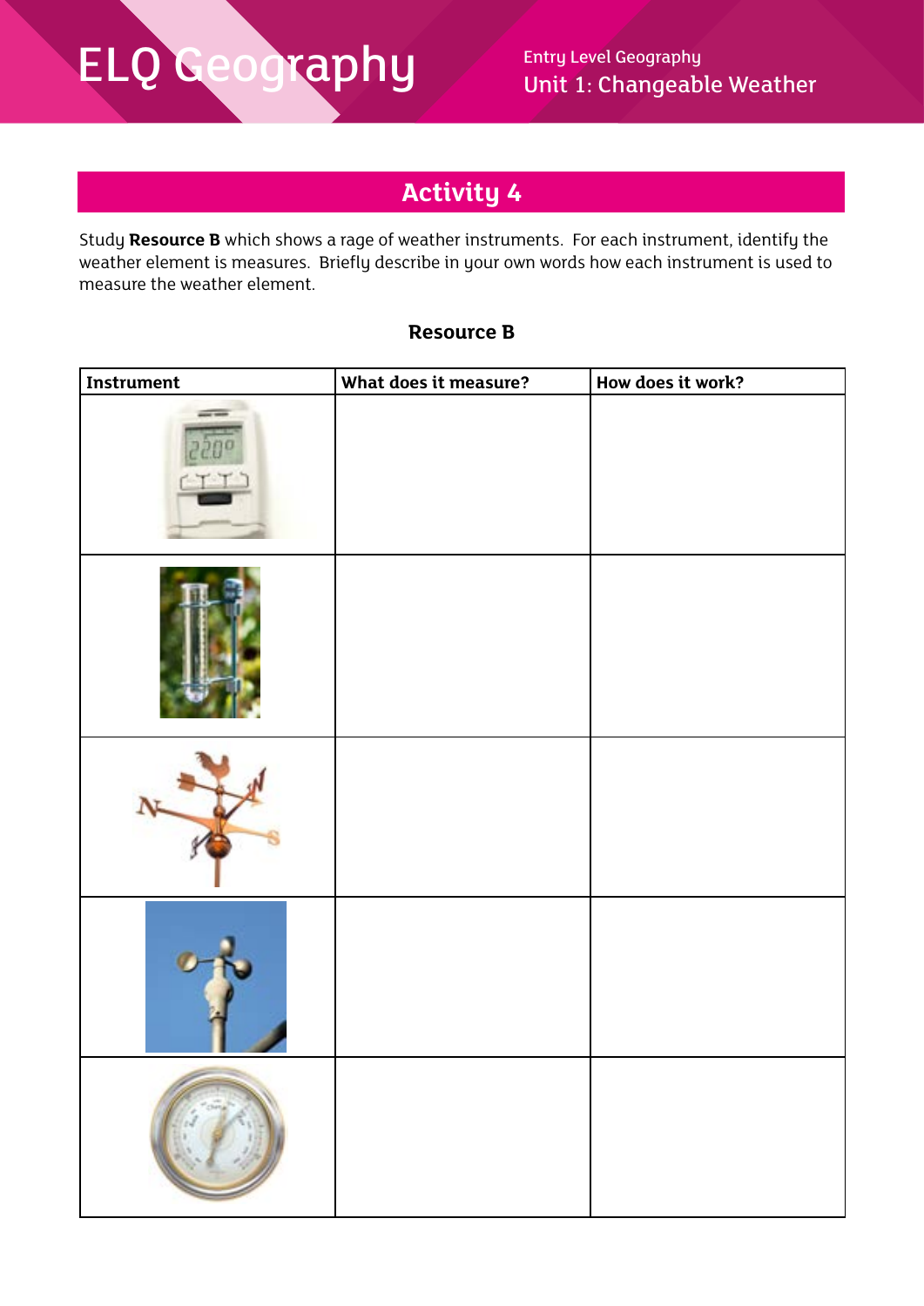## Activity 4

Study **Resource B** which shows a rage of weather instruments. For each instrument, identify the weather element is measures. Briefly describe in your own words how each instrument is used to measure the weather element.

**Resource B**

| Instrument | What does it measure? | How does it work? |
|---|---|---|
| | | |
| | | |
| | | |
| | | |
| | | |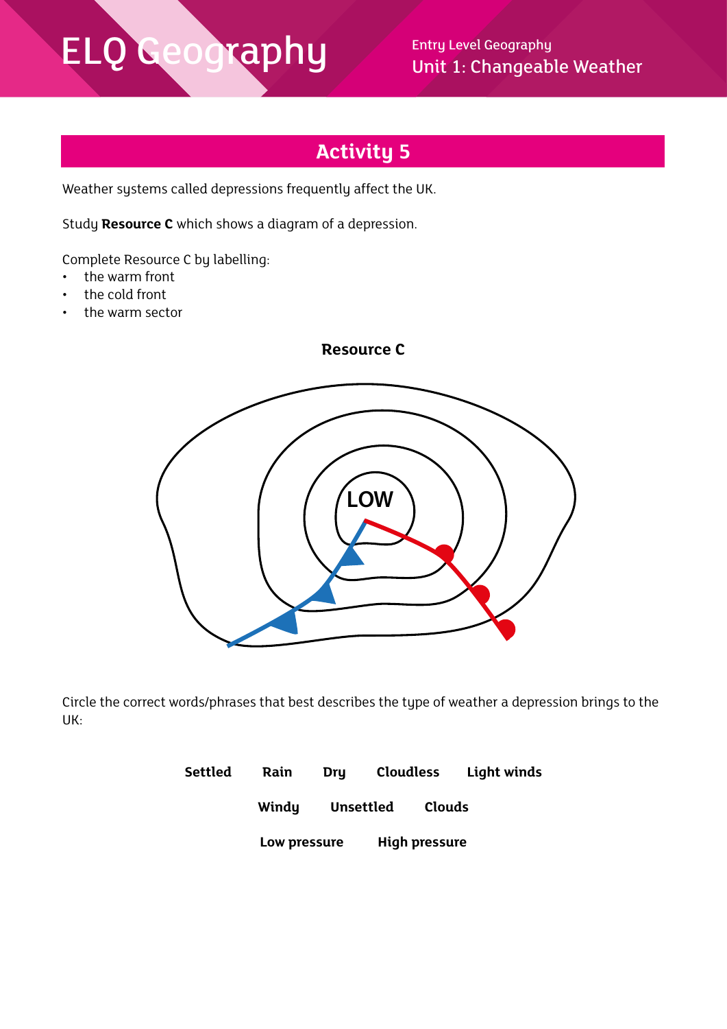## Activity 5

Weather systems called depressions frequently affect the UK.

Study **Resource C** which shows a diagram of a depression.

Complete Resource C by labelling:

- the warm front
- the cold front
- the warm sector

**Resource C**

LOW

Circle the correct words/phrases that best describes the type of weather a depression brings to the UK:

**Settled** **Rain** **Dry** **Cloudless** **Light winds**

**Windy** **Unsettled** **Clouds**

**Low pressure** **High pressure**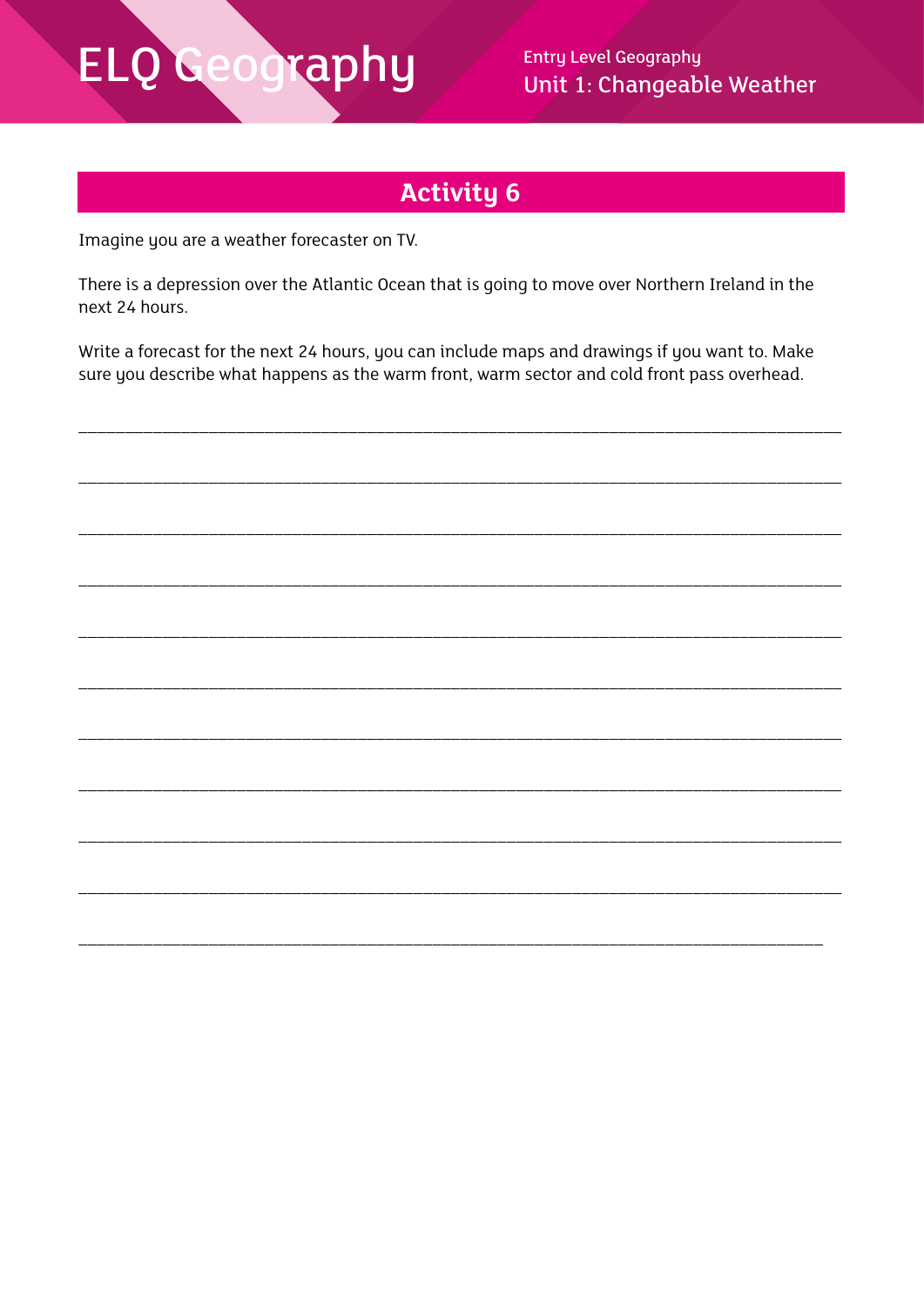## Activity 6

Imagine you are a weather forecaster on TV.

There is a depression over the Atlantic Ocean that is going to move over Northern Ireland in the next 24 hours.

Write a forecast for the next 24 hours, you can include maps and drawings if you want to. Make sure you describe what happens as the warm front, warm sector and cold front pass overhead.

___________________________________________________________________________

___________________________________________________________________________

___________________________________________________________________________

___________________________________________________________________________

___________________________________________________________________________

___________________________________________________________________________

___________________________________________________________________________

___________________________________________________________________________

___________________________________________________________________________

___________________________________________________________________________

___________________________________________________________________________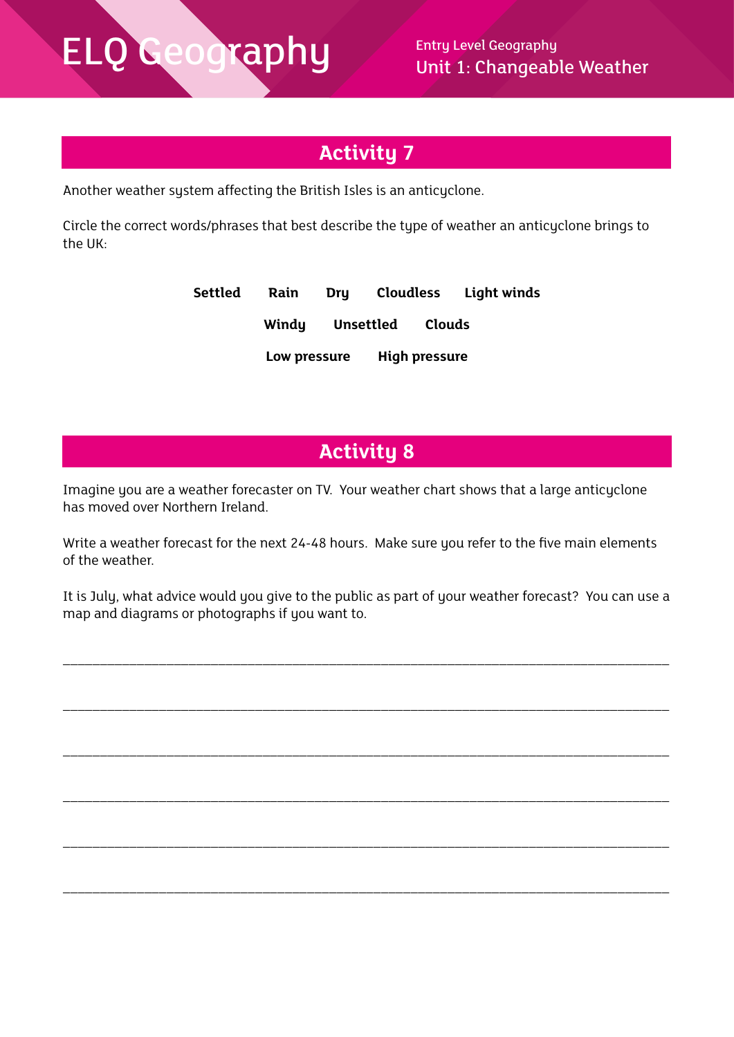## Activity 7

Another weather system affecting the British Isles is an anticyclone.

Circle the correct words/phrases that best describe the type of weather an anticyclone brings to the UK:

**Settled** **Rain** **Dry** **Cloudless** **Light winds**

**Windy** **Unsettled** **Clouds**

**Low pressure** **High pressure**

## Activity 8

Imagine you are a weather forecaster on TV. Your weather chart shows that a large anticyclone has moved over Northern Ireland.

Write a weather forecast for the next 24-48 hours. Make sure you refer to the five main elements of the weather.

It is July, what advice would you give to the public as part of your weather forecast? You can use a map and diagrams or photographs if you want to.

______________________________________________________________________________

______________________________________________________________________________

______________________________________________________________________________

______________________________________________________________________________

______________________________________________________________________________

______________________________________________________________________________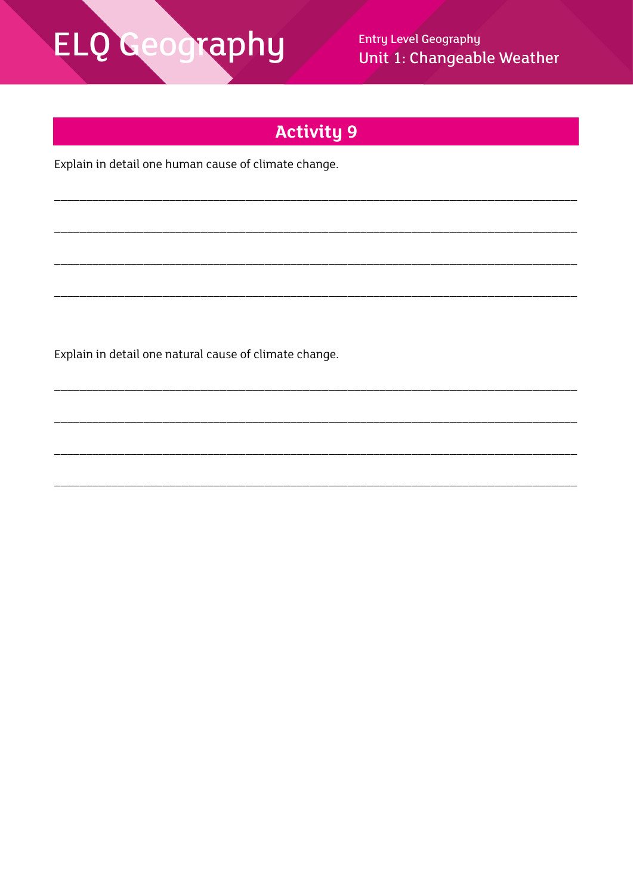## Activity 9

Explain in detail one human cause of climate change.

______________________________________________________________________________

______________________________________________________________________________

______________________________________________________________________________

______________________________________________________________________________

Explain in detail one natural cause of climate change.

______________________________________________________________________________

______________________________________________________________________________

______________________________________________________________________________

______________________________________________________________________________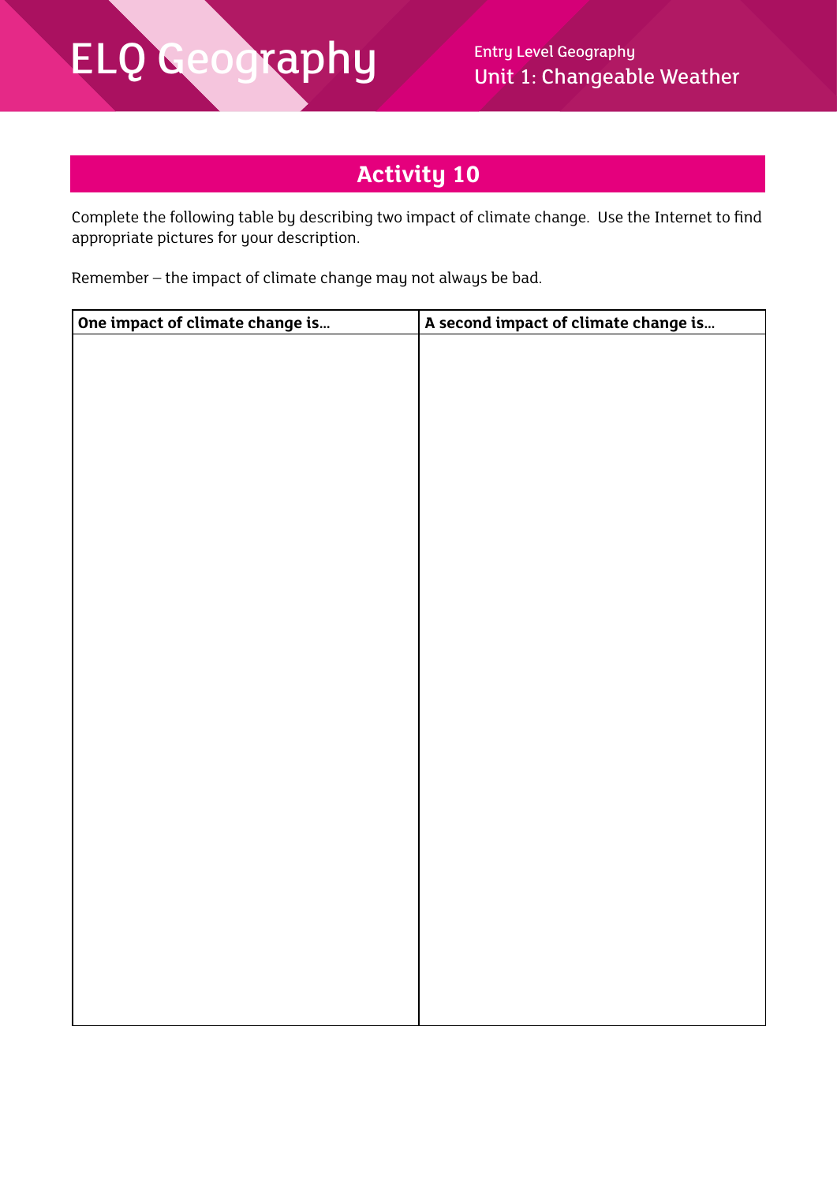## Activity 10

Complete the following table by describing two impact of climate change. Use the Internet to find appropriate pictures for your description.

Remember – the impact of climate change may not always be bad.

| One impact of climate change is… | A second impact of climate change is… |
| --- | --- |
| | |